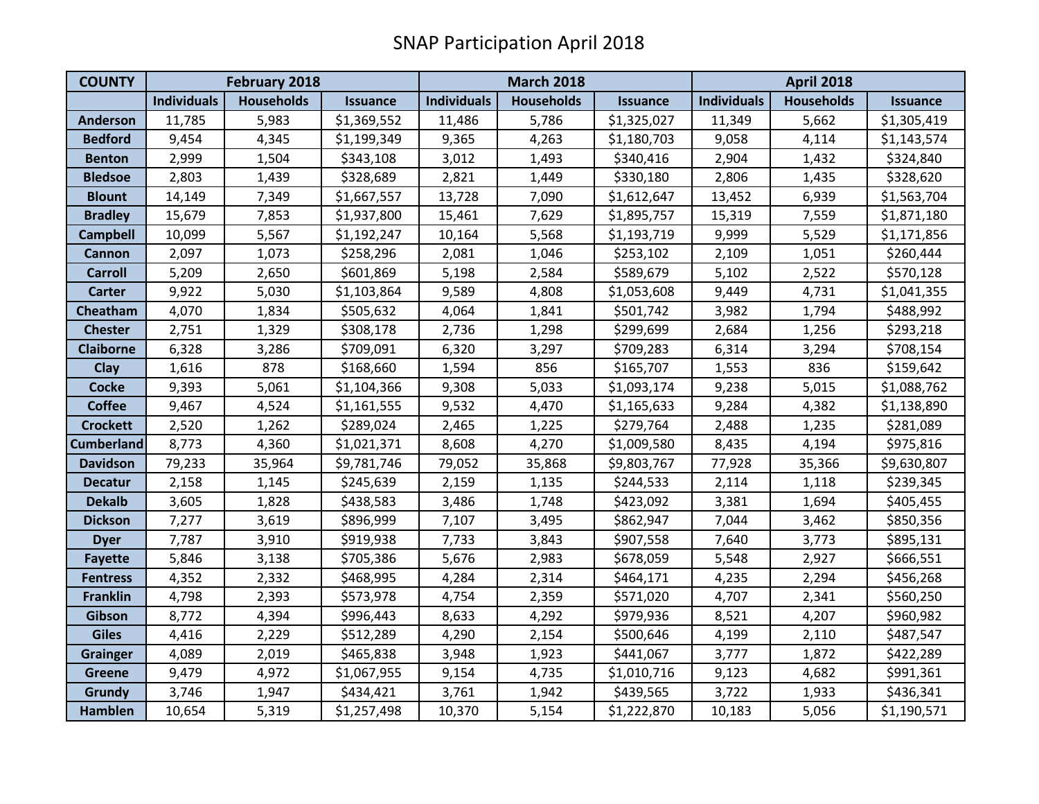# SNAP Participation April 2018

| COUNTY | February 2018 | | | March 2018 | | | April 2018 | | |
|---|---|---|---|---|---|---|---|---|---|
| | Individuals | Households | Issuance | Individuals | Households | Issuance | Individuals | Households | Issuance |
| Anderson | 11,785 | 5,983 | $1,369,552 | 11,486 | 5,786 | $1,325,027 | 11,349 | 5,662 | $1,305,419 |
| Bedford | 9,454 | 4,345 | $1,199,349 | 9,365 | 4,263 | $1,180,703 | 9,058 | 4,114 | $1,143,574 |
| Benton | 2,999 | 1,504 | $343,108 | 3,012 | 1,493 | $340,416 | 2,904 | 1,432 | $324,840 |
| Bledsoe | 2,803 | 1,439 | $328,689 | 2,821 | 1,449 | $330,180 | 2,806 | 1,435 | $328,620 |
| Blount | 14,149 | 7,349 | $1,667,557 | 13,728 | 7,090 | $1,612,647 | 13,452 | 6,939 | $1,563,704 |
| Bradley | 15,679 | 7,853 | $1,937,800 | 15,461 | 7,629 | $1,895,757 | 15,319 | 7,559 | $1,871,180 |
| Campbell | 10,099 | 5,567 | $1,192,247 | 10,164 | 5,568 | $1,193,719 | 9,999 | 5,529 | $1,171,856 |
| Cannon | 2,097 | 1,073 | $258,296 | 2,081 | 1,046 | $253,102 | 2,109 | 1,051 | $260,444 |
| Carroll | 5,209 | 2,650 | $601,869 | 5,198 | 2,584 | $589,679 | 5,102 | 2,522 | $570,128 |
| Carter | 9,922 | 5,030 | $1,103,864 | 9,589 | 4,808 | $1,053,608 | 9,449 | 4,731 | $1,041,355 |
| Cheatham | 4,070 | 1,834 | $505,632 | 4,064 | 1,841 | $501,742 | 3,982 | 1,794 | $488,992 |
| Chester | 2,751 | 1,329 | $308,178 | 2,736 | 1,298 | $299,699 | 2,684 | 1,256 | $293,218 |
| Claiborne | 6,328 | 3,286 | $709,091 | 6,320 | 3,297 | $709,283 | 6,314 | 3,294 | $708,154 |
| Clay | 1,616 | 878 | $168,660 | 1,594 | 856 | $165,707 | 1,553 | 836 | $159,642 |
| Cocke | 9,393 | 5,061 | $1,104,366 | 9,308 | 5,033 | $1,093,174 | 9,238 | 5,015 | $1,088,762 |
| Coffee | 9,467 | 4,524 | $1,161,555 | 9,532 | 4,470 | $1,165,633 | 9,284 | 4,382 | $1,138,890 |
| Crockett | 2,520 | 1,262 | $289,024 | 2,465 | 1,225 | $279,764 | 2,488 | 1,235 | $281,089 |
| Cumberland | 8,773 | 4,360 | $1,021,371 | 8,608 | 4,270 | $1,009,580 | 8,435 | 4,194 | $975,816 |
| Davidson | 79,233 | 35,964 | $9,781,746 | 79,052 | 35,868 | $9,803,767 | 77,928 | 35,366 | $9,630,807 |
| Decatur | 2,158 | 1,145 | $245,639 | 2,159 | 1,135 | $244,533 | 2,114 | 1,118 | $239,345 |
| Dekalb | 3,605 | 1,828 | $438,583 | 3,486 | 1,748 | $423,092 | 3,381 | 1,694 | $405,455 |
| Dickson | 7,277 | 3,619 | $896,999 | 7,107 | 3,495 | $862,947 | 7,044 | 3,462 | $850,356 |
| Dyer | 7,787 | 3,910 | $919,938 | 7,733 | 3,843 | $907,558 | 7,640 | 3,773 | $895,131 |
| Fayette | 5,846 | 3,138 | $705,386 | 5,676 | 2,983 | $678,059 | 5,548 | 2,927 | $666,551 |
| Fentress | 4,352 | 2,332 | $468,995 | 4,284 | 2,314 | $464,171 | 4,235 | 2,294 | $456,268 |
| Franklin | 4,798 | 2,393 | $573,978 | 4,754 | 2,359 | $571,020 | 4,707 | 2,341 | $560,250 |
| Gibson | 8,772 | 4,394 | $996,443 | 8,633 | 4,292 | $979,936 | 8,521 | 4,207 | $960,982 |
| Giles | 4,416 | 2,229 | $512,289 | 4,290 | 2,154 | $500,646 | 4,199 | 2,110 | $487,547 |
| Grainger | 4,089 | 2,019 | $465,838 | 3,948 | 1,923 | $441,067 | 3,777 | 1,872 | $422,289 |
| Greene | 9,479 | 4,972 | $1,067,955 | 9,154 | 4,735 | $1,010,716 | 9,123 | 4,682 | $991,361 |
| Grundy | 3,746 | 1,947 | $434,421 | 3,761 | 1,942 | $439,565 | 3,722 | 1,933 | $436,341 |
| Hamblen | 10,654 | 5,319 | $1,257,498 | 10,370 | 5,154 | $1,222,870 | 10,183 | 5,056 | $1,190,571 |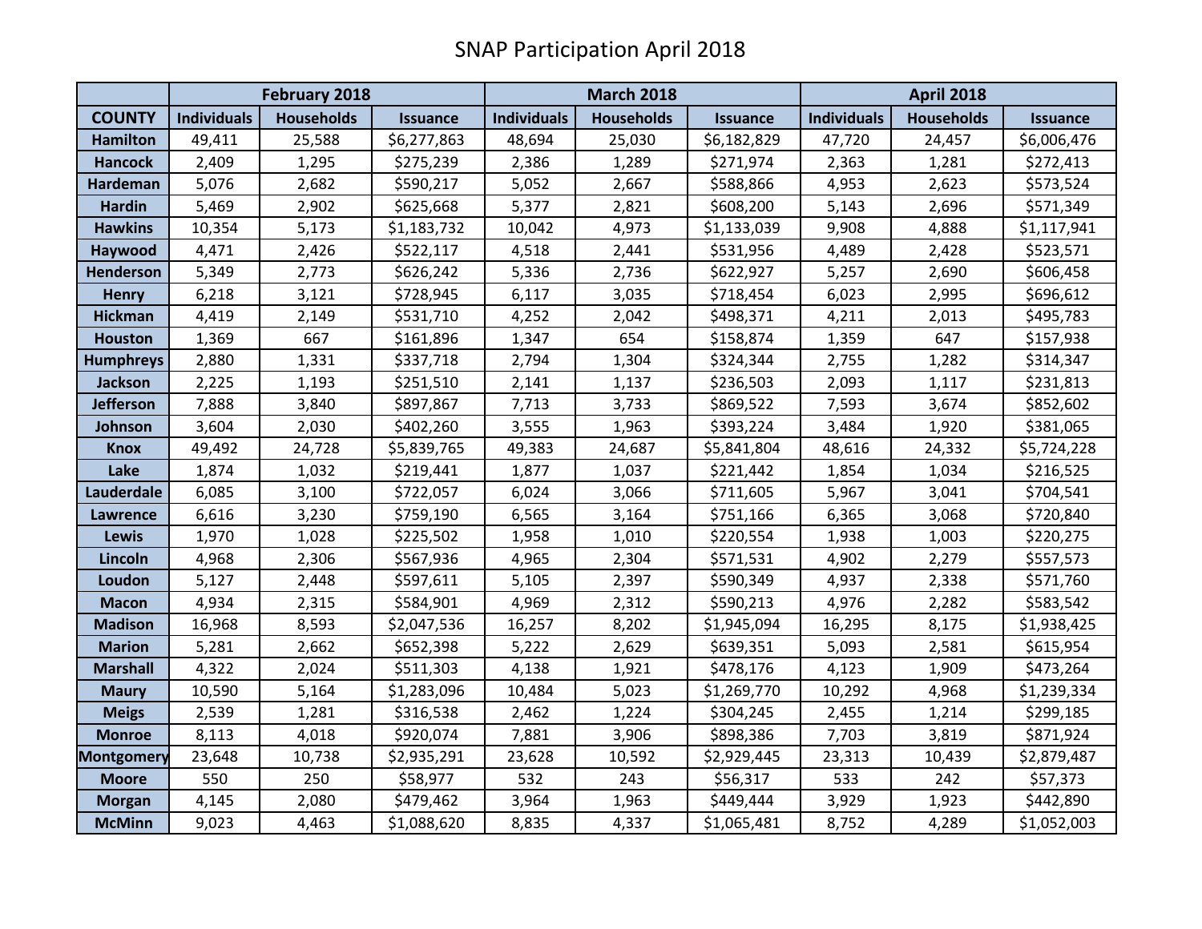# SNAP Participation April 2018

| | February 2018 | | | March 2018 | | | April 2018 | | |
|---|---|---|---|---|---|---|---|---|---|
| **COUNTY** | **Individuals** | **Households** | **Issuance** | **Individuals** | **Households** | **Issuance** | **Individuals** | **Households** | **Issuance** |
| **Hamilton** | 49,411 | 25,588 | $6,277,863 | 48,694 | 25,030 | $6,182,829 | 47,720 | 24,457 | $6,006,476 |
| **Hancock** | 2,409 | 1,295 | $275,239 | 2,386 | 1,289 | $271,974 | 2,363 | 1,281 | $272,413 |
| **Hardeman** | 5,076 | 2,682 | $590,217 | 5,052 | 2,667 | $588,866 | 4,953 | 2,623 | $573,524 |
| **Hardin** | 5,469 | 2,902 | $625,668 | 5,377 | 2,821 | $608,200 | 5,143 | 2,696 | $571,349 |
| **Hawkins** | 10,354 | 5,173 | $1,183,732 | 10,042 | 4,973 | $1,133,039 | 9,908 | 4,888 | $1,117,941 |
| **Haywood** | 4,471 | 2,426 | $522,117 | 4,518 | 2,441 | $531,956 | 4,489 | 2,428 | $523,571 |
| **Henderson** | 5,349 | 2,773 | $626,242 | 5,336 | 2,736 | $622,927 | 5,257 | 2,690 | $606,458 |
| **Henry** | 6,218 | 3,121 | $728,945 | 6,117 | 3,035 | $718,454 | 6,023 | 2,995 | $696,612 |
| **Hickman** | 4,419 | 2,149 | $531,710 | 4,252 | 2,042 | $498,371 | 4,211 | 2,013 | $495,783 |
| **Houston** | 1,369 | 667 | $161,896 | 1,347 | 654 | $158,874 | 1,359 | 647 | $157,938 |
| **Humphreys** | 2,880 | 1,331 | $337,718 | 2,794 | 1,304 | $324,344 | 2,755 | 1,282 | $314,347 |
| **Jackson** | 2,225 | 1,193 | $251,510 | 2,141 | 1,137 | $236,503 | 2,093 | 1,117 | $231,813 |
| **Jefferson** | 7,888 | 3,840 | $897,867 | 7,713 | 3,733 | $869,522 | 7,593 | 3,674 | $852,602 |
| **Johnson** | 3,604 | 2,030 | $402,260 | 3,555 | 1,963 | $393,224 | 3,484 | 1,920 | $381,065 |
| **Knox** | 49,492 | 24,728 | $5,839,765 | 49,383 | 24,687 | $5,841,804 | 48,616 | 24,332 | $5,724,228 |
| **Lake** | 1,874 | 1,032 | $219,441 | 1,877 | 1,037 | $221,442 | 1,854 | 1,034 | $216,525 |
| **Lauderdale** | 6,085 | 3,100 | $722,057 | 6,024 | 3,066 | $711,605 | 5,967 | 3,041 | $704,541 |
| **Lawrence** | 6,616 | 3,230 | $759,190 | 6,565 | 3,164 | $751,166 | 6,365 | 3,068 | $720,840 |
| **Lewis** | 1,970 | 1,028 | $225,502 | 1,958 | 1,010 | $220,554 | 1,938 | 1,003 | $220,275 |
| **Lincoln** | 4,968 | 2,306 | $567,936 | 4,965 | 2,304 | $571,531 | 4,902 | 2,279 | $557,573 |
| **Loudon** | 5,127 | 2,448 | $597,611 | 5,105 | 2,397 | $590,349 | 4,937 | 2,338 | $571,760 |
| **Macon** | 4,934 | 2,315 | $584,901 | 4,969 | 2,312 | $590,213 | 4,976 | 2,282 | $583,542 |
| **Madison** | 16,968 | 8,593 | $2,047,536 | 16,257 | 8,202 | $1,945,094 | 16,295 | 8,175 | $1,938,425 |
| **Marion** | 5,281 | 2,662 | $652,398 | 5,222 | 2,629 | $639,351 | 5,093 | 2,581 | $615,954 |
| **Marshall** | 4,322 | 2,024 | $511,303 | 4,138 | 1,921 | $478,176 | 4,123 | 1,909 | $473,264 |
| **Maury** | 10,590 | 5,164 | $1,283,096 | 10,484 | 5,023 | $1,269,770 | 10,292 | 4,968 | $1,239,334 |
| **Meigs** | 2,539 | 1,281 | $316,538 | 2,462 | 1,224 | $304,245 | 2,455 | 1,214 | $299,185 |
| **Monroe** | 8,113 | 4,018 | $920,074 | 7,881 | 3,906 | $898,386 | 7,703 | 3,819 | $871,924 |
| **Montgomery** | 23,648 | 10,738 | $2,935,291 | 23,628 | 10,592 | $2,929,445 | 23,313 | 10,439 | $2,879,487 |
| **Moore** | 550 | 250 | $58,977 | 532 | 243 | $56,317 | 533 | 242 | $57,373 |
| **Morgan** | 4,145 | 2,080 | $479,462 | 3,964 | 1,963 | $449,444 | 3,929 | 1,923 | $442,890 |
| **McMinn** | 9,023 | 4,463 | $1,088,620 | 8,835 | 4,337 | $1,065,481 | 8,752 | 4,289 | $1,052,003 |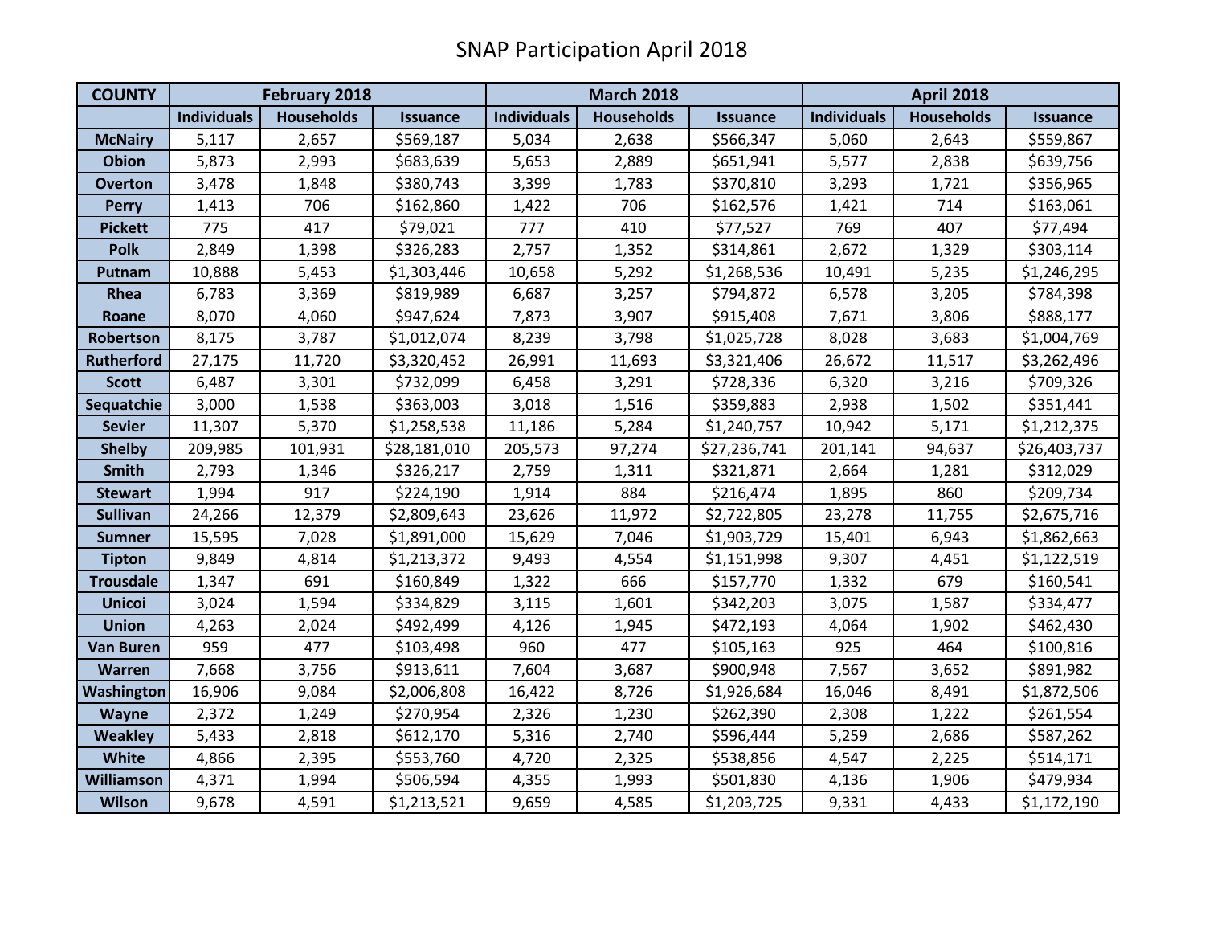# SNAP Participation April 2018

| COUNTY | February 2018 | | | March 2018 | | | April 2018 | | |
|---|---|---|---|---|---|---|---|---|---|
| | Individuals | Households | Issuance | Individuals | Households | Issuance | Individuals | Households | Issuance |
| McNairy | 5,117 | 2,657 | $569,187 | 5,034 | 2,638 | $566,347 | 5,060 | 2,643 | $559,867 |
| Obion | 5,873 | 2,993 | $683,639 | 5,653 | 2,889 | $651,941 | 5,577 | 2,838 | $639,756 |
| Overton | 3,478 | 1,848 | $380,743 | 3,399 | 1,783 | $370,810 | 3,293 | 1,721 | $356,965 |
| Perry | 1,413 | 706 | $162,860 | 1,422 | 706 | $162,576 | 1,421 | 714 | $163,061 |
| Pickett | 775 | 417 | $79,021 | 777 | 410 | $77,527 | 769 | 407 | $77,494 |
| Polk | 2,849 | 1,398 | $326,283 | 2,757 | 1,352 | $314,861 | 2,672 | 1,329 | $303,114 |
| Putnam | 10,888 | 5,453 | $1,303,446 | 10,658 | 5,292 | $1,268,536 | 10,491 | 5,235 | $1,246,295 |
| Rhea | 6,783 | 3,369 | $819,989 | 6,687 | 3,257 | $794,872 | 6,578 | 3,205 | $784,398 |
| Roane | 8,070 | 4,060 | $947,624 | 7,873 | 3,907 | $915,408 | 7,671 | 3,806 | $888,177 |
| Robertson | 8,175 | 3,787 | $1,012,074 | 8,239 | 3,798 | $1,025,728 | 8,028 | 3,683 | $1,004,769 |
| Rutherford | 27,175 | 11,720 | $3,320,452 | 26,991 | 11,693 | $3,321,406 | 26,672 | 11,517 | $3,262,496 |
| Scott | 6,487 | 3,301 | $732,099 | 6,458 | 3,291 | $728,336 | 6,320 | 3,216 | $709,326 |
| Sequatchie | 3,000 | 1,538 | $363,003 | 3,018 | 1,516 | $359,883 | 2,938 | 1,502 | $351,441 |
| Sevier | 11,307 | 5,370 | $1,258,538 | 11,186 | 5,284 | $1,240,757 | 10,942 | 5,171 | $1,212,375 |
| Shelby | 209,985 | 101,931 | $28,181,010 | 205,573 | 97,274 | $27,236,741 | 201,141 | 94,637 | $26,403,737 |
| Smith | 2,793 | 1,346 | $326,217 | 2,759 | 1,311 | $321,871 | 2,664 | 1,281 | $312,029 |
| Stewart | 1,994 | 917 | $224,190 | 1,914 | 884 | $216,474 | 1,895 | 860 | $209,734 |
| Sullivan | 24,266 | 12,379 | $2,809,643 | 23,626 | 11,972 | $2,722,805 | 23,278 | 11,755 | $2,675,716 |
| Sumner | 15,595 | 7,028 | $1,891,000 | 15,629 | 7,046 | $1,903,729 | 15,401 | 6,943 | $1,862,663 |
| Tipton | 9,849 | 4,814 | $1,213,372 | 9,493 | 4,554 | $1,151,998 | 9,307 | 4,451 | $1,122,519 |
| Trousdale | 1,347 | 691 | $160,849 | 1,322 | 666 | $157,770 | 1,332 | 679 | $160,541 |
| Unicoi | 3,024 | 1,594 | $334,829 | 3,115 | 1,601 | $342,203 | 3,075 | 1,587 | $334,477 |
| Union | 4,263 | 2,024 | $492,499 | 4,126 | 1,945 | $472,193 | 4,064 | 1,902 | $462,430 |
| Van Buren | 959 | 477 | $103,498 | 960 | 477 | $105,163 | 925 | 464 | $100,816 |
| Warren | 7,668 | 3,756 | $913,611 | 7,604 | 3,687 | $900,948 | 7,567 | 3,652 | $891,982 |
| Washington | 16,906 | 9,084 | $2,006,808 | 16,422 | 8,726 | $1,926,684 | 16,046 | 8,491 | $1,872,506 |
| Wayne | 2,372 | 1,249 | $270,954 | 2,326 | 1,230 | $262,390 | 2,308 | 1,222 | $261,554 |
| Weakley | 5,433 | 2,818 | $612,170 | 5,316 | 2,740 | $596,444 | 5,259 | 2,686 | $587,262 |
| White | 4,866 | 2,395 | $553,760 | 4,720 | 2,325 | $538,856 | 4,547 | 2,225 | $514,171 |
| Williamson | 4,371 | 1,994 | $506,594 | 4,355 | 1,993 | $501,830 | 4,136 | 1,906 | $479,934 |
| Wilson | 9,678 | 4,591 | $1,213,521 | 9,659 | 4,585 | $1,203,725 | 9,331 | 4,433 | $1,172,190 |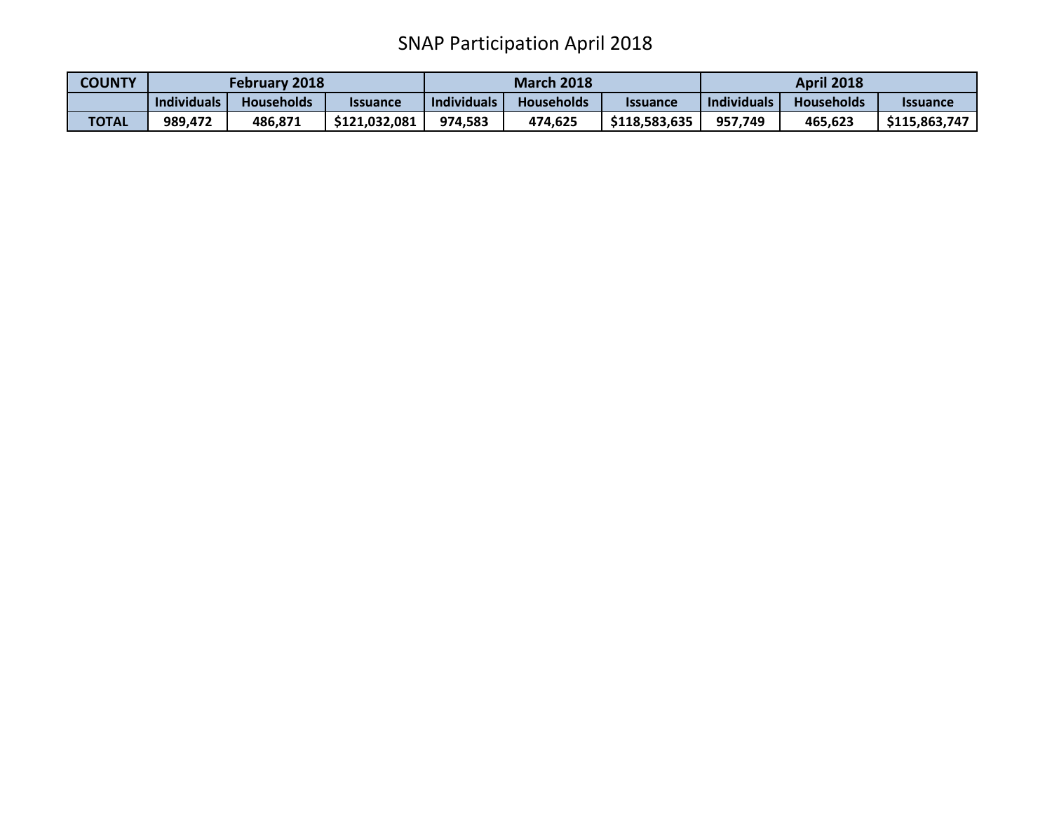# SNAP Participation April 2018

| COUNTY | February 2018 | | | March 2018 | | | April 2018 | | |
|---|---|---|---|---|---|---|---|---|---|
| | Individuals | Households | Issuance | Individuals | Households | Issuance | Individuals | Households | Issuance |
| TOTAL | 989,472 | 486,871 | $121,032,081 | 974,583 | 474,625 | $118,583,635 | 957,749 | 465,623 | $115,863,747 |